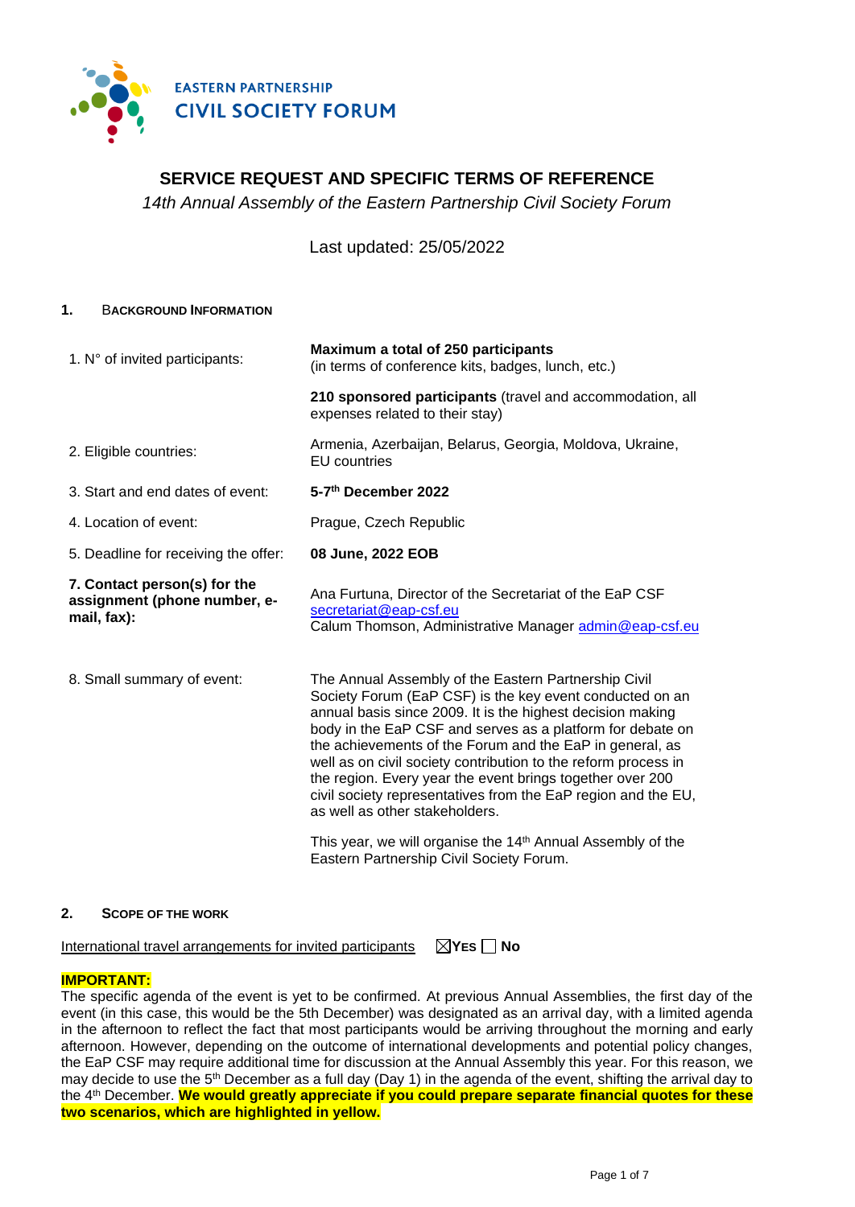EASTERN PARTNERSHIP
CIVIL SOCIETY FORUM

# SERVICE REQUEST AND SPECIFIC TERMS OF REFERENCE

*14th Annual Assembly of the Eastern Partnership Civil Society Forum*

Last updated: 25/05/2022

## 1. Background Information

| | |
|---|---|
| 1. N° of invited participants: | **Maximum a total of 250 participants** (in terms of conference kits, badges, lunch, etc.) |
| | **210 sponsored participants** (travel and accommodation, all expenses related to their stay) |
| 2. Eligible countries: | Armenia, Azerbaijan, Belarus, Georgia, Moldova, Ukraine, EU countries |
| 3. Start and end dates of event: | **5-7th December 2022** |
| 4. Location of event: | Prague, Czech Republic |
| 5. Deadline for receiving the offer: | **08 June, 2022 EOB** |
| **7. Contact person(s) for the assignment (phone number, e-mail, fax):** | Ana Furtuna, Director of the Secretariat of the EaP CSF secretariat@eap-csf.eu<br>Calum Thomson, Administrative Manager admin@eap-csf.eu |
| 8. Small summary of event: | The Annual Assembly of the Eastern Partnership Civil Society Forum (EaP CSF) is the key event conducted on an annual basis since 2009. It is the highest decision making body in the EaP CSF and serves as a platform for debate on the achievements of the Forum and the EaP in general, as well as on civil society contribution to the reform process in the region. Every year the event brings together over 200 civil society representatives from the EaP region and the EU, as well as other stakeholders.<br><br>This year, we will organise the 14th Annual Assembly of the Eastern Partnership Civil Society Forum. |

## 2. Scope of the Work

International travel arrangements for invited participants ☒ **YES** ☐ **No**

**IMPORTANT:**

The specific agenda of the event is yet to be confirmed. At previous Annual Assemblies, the first day of the event (in this case, this would be the 5th December) was designated as an arrival day, with a limited agenda in the afternoon to reflect the fact that most participants would be arriving throughout the morning and early afternoon. However, depending on the outcome of international developments and potential policy changes, the EaP CSF may require additional time for discussion at the Annual Assembly this year. For this reason, we may decide to use the 5th December as a full day (Day 1) in the agenda of the event, shifting the arrival day to the 4th December. **We would greatly appreciate if you could prepare separate financial quotes for these two scenarios, which are highlighted in yellow.**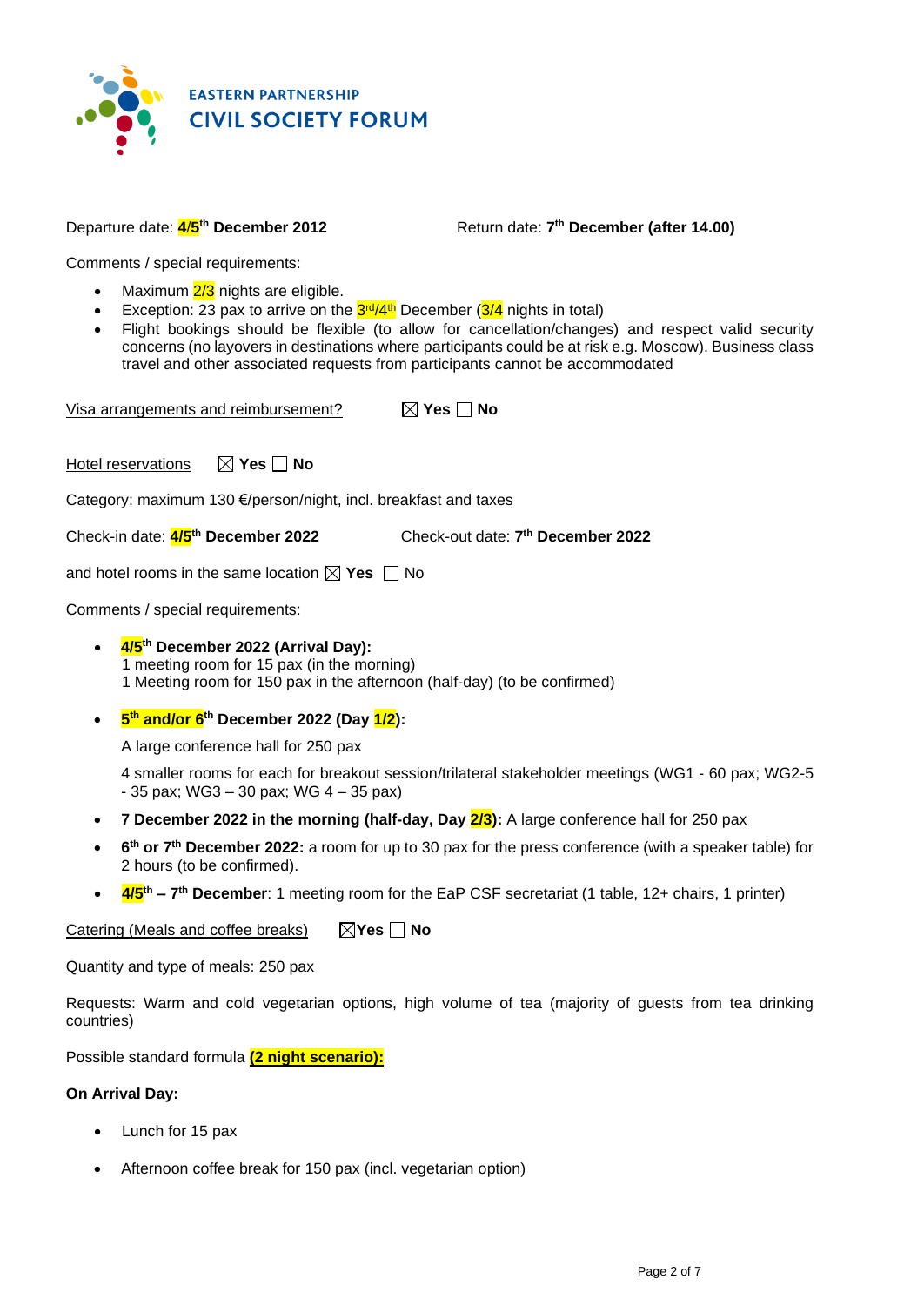**EASTERN PARTNERSHIP CIVIL SOCIETY FORUM**

Departure date: **4/5th December 2012** Return date: **7th December (after 14.00)**

Comments / special requirements:

- Maximum 2/3 nights are eligible.
- Exception: 23 pax to arrive on the 3rd/4th December (3/4 nights in total)
- Flight bookings should be flexible (to allow for cancellation/changes) and respect valid security concerns (no layovers in destinations where participants could be at risk e.g. Moscow). Business class travel and other associated requests from participants cannot be accommodated

Visa arrangements and reimbursement? ☒ **Yes** ☐ **No**

Hotel reservations ☒ **Yes** ☐ **No**

Category: maximum 130 €/person/night, incl. breakfast and taxes

Check-in date: **4/5th December 2022** Check-out date: **7th December 2022**

and hotel rooms in the same location ☒ **Yes** ☐ No

Comments / special requirements:

- **4/5th December 2022 (Arrival Day):**
  1 meeting room for 15 pax (in the morning)
  1 Meeting room for 150 pax in the afternoon (half-day) (to be confirmed)

- **5th and/or 6th December 2022 (Day 1/2):**

  A large conference hall for 250 pax

  4 smaller rooms for each for breakout session/trilateral stakeholder meetings (WG1 - 60 pax; WG2-5 - 35 pax; WG3 – 30 pax; WG 4 – 35 pax)

- **7 December 2022 in the morning (half-day, Day 2/3):** A large conference hall for 250 pax
- **6th or 7th December 2022:** a room for up to 30 pax for the press conference (with a speaker table) for 2 hours (to be confirmed).
- **4/5th – 7th December**: 1 meeting room for the EaP CSF secretariat (1 table, 12+ chairs, 1 printer)

Catering (Meals and coffee breaks) ☒**Yes** ☐ **No**

Quantity and type of meals: 250 pax

Requests: Warm and cold vegetarian options, high volume of tea (majority of guests from tea drinking countries)

Possible standard formula **(2 night scenario):**

**On Arrival Day:**

- Lunch for 15 pax

- Afternoon coffee break for 150 pax (incl. vegetarian option)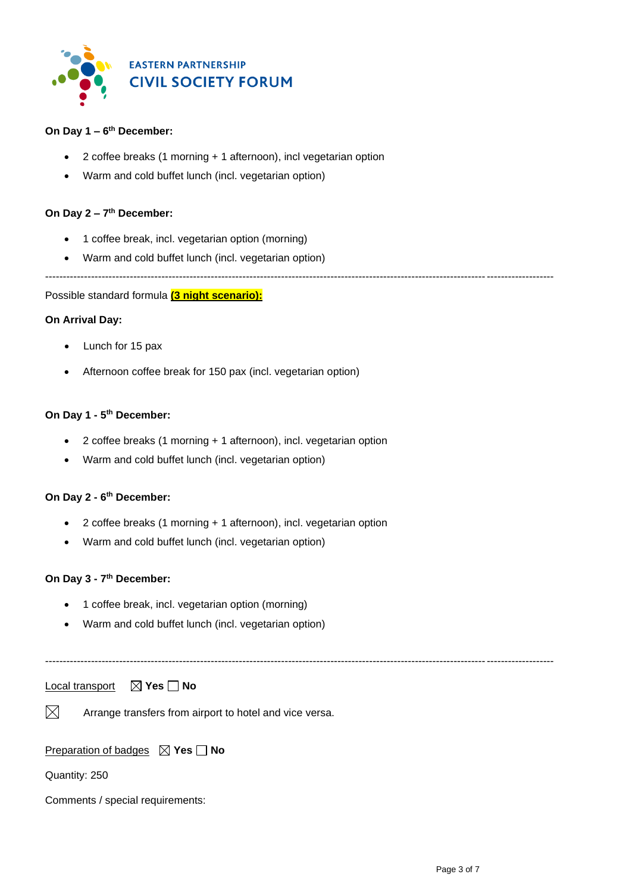**On Day 1 – 6th December:**

- 2 coffee breaks (1 morning + 1 afternoon), incl vegetarian option
- Warm and cold buffet lunch (incl. vegetarian option)

**On Day 2 – 7th December:**

- 1 coffee break, incl. vegetarian option (morning)
- Warm and cold buffet lunch (incl. vegetarian option)

---

Possible standard formula **(3 night scenario):**

**On Arrival Day:**

- Lunch for 15 pax
- Afternoon coffee break for 150 pax (incl. vegetarian option)

**On Day 1 - 5th December:**

- 2 coffee breaks (1 morning + 1 afternoon), incl. vegetarian option
- Warm and cold buffet lunch (incl. vegetarian option)

**On Day 2 - 6th December:**

- 2 coffee breaks (1 morning + 1 afternoon), incl. vegetarian option
- Warm and cold buffet lunch (incl. vegetarian option)

**On Day 3 - 7th December:**

- 1 coffee break, incl. vegetarian option (morning)
- Warm and cold buffet lunch (incl. vegetarian option)

---

Local transport ☒ **Yes** ☐ **No**

☒ Arrange transfers from airport to hotel and vice versa.

Preparation of badges ☒ **Yes** ☐ **No**

Quantity: 250

Comments / special requirements: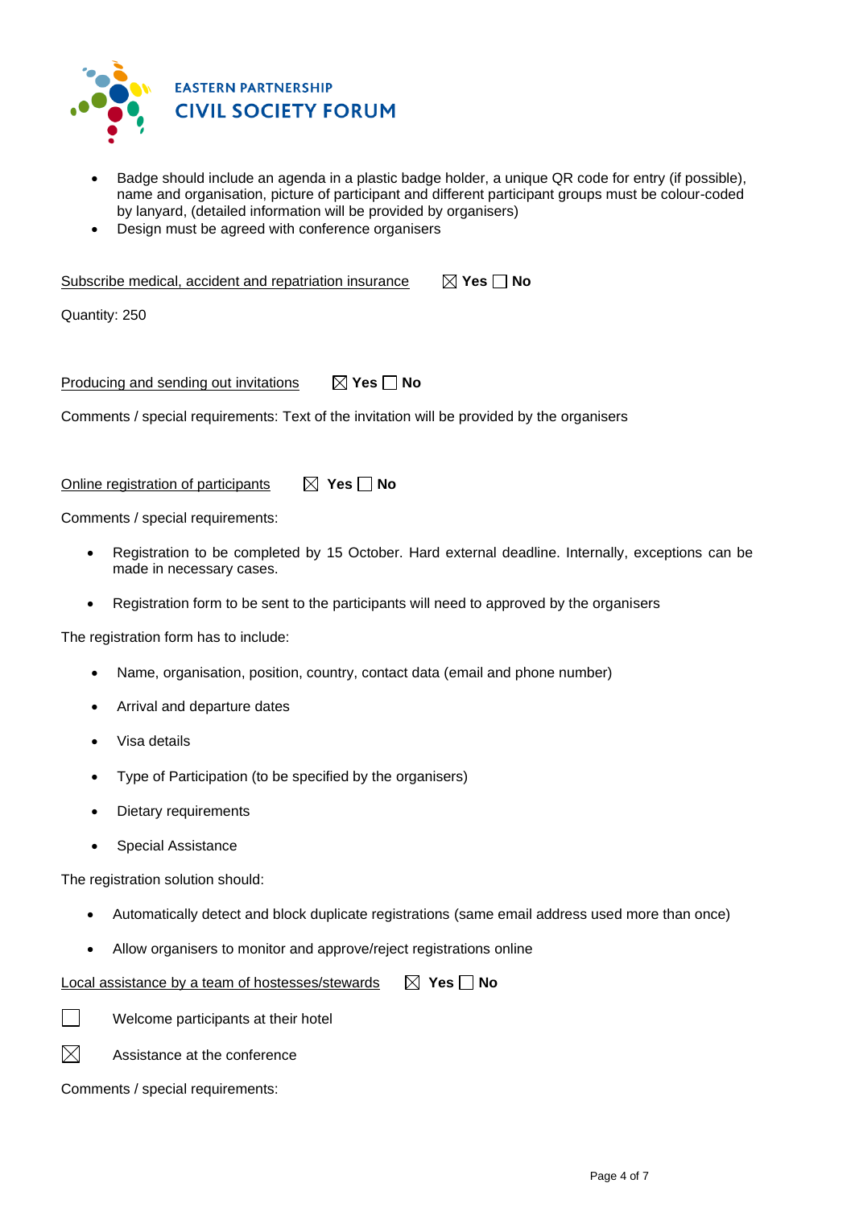- Badge should include an agenda in a plastic badge holder, a unique QR code for entry (if possible), name and organisation, picture of participant and different participant groups must be colour-coded by lanyard, (detailed information will be provided by organisers)
- Design must be agreed with conference organisers

<u>Subscribe medical, accident and repatriation insurance</u> ☒ **Yes** ☐ **No**

Quantity: 250

<u>Producing and sending out invitations</u> ☒ **Yes** ☐ **No**

Comments / special requirements: Text of the invitation will be provided by the organisers

<u>Online registration of participants</u> ☒ **Yes** ☐ **No**

Comments / special requirements:

- Registration to be completed by 15 October. Hard external deadline. Internally, exceptions can be made in necessary cases.
- Registration form to be sent to the participants will need to approved by the organisers

The registration form has to include:

- Name, organisation, position, country, contact data (email and phone number)
- Arrival and departure dates
- Visa details
- Type of Participation (to be specified by the organisers)
- Dietary requirements
- Special Assistance

The registration solution should:

- Automatically detect and block duplicate registrations (same email address used more than once)
- Allow organisers to monitor and approve/reject registrations online

<u>Local assistance by a team of hostesses/stewards</u> ☒ **Yes** ☐ **No**

☐ Welcome participants at their hotel

☒ Assistance at the conference

Comments / special requirements: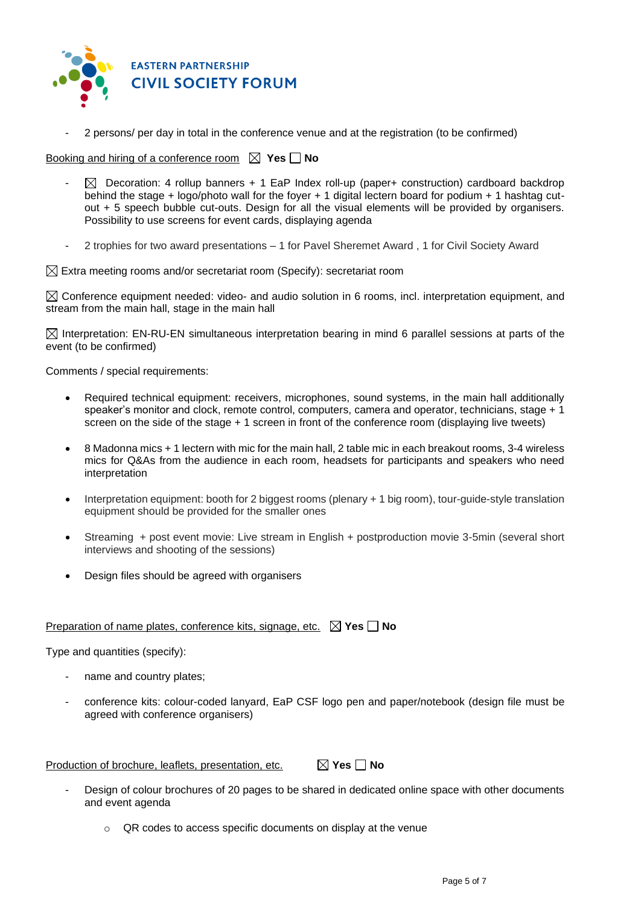- 2 persons/ per day in total in the conference venue and at the registration (to be confirmed)

Booking and hiring of a conference room ☒ **Yes** ☐ **No**

- ☒ Decoration: 4 rollup banners + 1 EaP Index roll-up (paper+ construction) cardboard backdrop behind the stage + logo/photo wall for the foyer + 1 digital lectern board for podium + 1 hashtag cut-out + 5 speech bubble cut-outs. Design for all the visual elements will be provided by organisers. Possibility to use screens for event cards, displaying agenda

- 2 trophies for two award presentations – 1 for Pavel Sheremet Award , 1 for Civil Society Award

☒ Extra meeting rooms and/or secretariat room (Specify): secretariat room

☒ Conference equipment needed: video- and audio solution in 6 rooms, incl. interpretation equipment, and stream from the main hall, stage in the main hall

☒ Interpretation: EN-RU-EN simultaneous interpretation bearing in mind 6 parallel sessions at parts of the event (to be confirmed)

Comments / special requirements:

- Required technical equipment: receivers, microphones, sound systems, in the main hall additionally speaker's monitor and clock, remote control, computers, camera and operator, technicians, stage + 1 screen on the side of the stage + 1 screen in front of the conference room (displaying live tweets)

- 8 Madonna mics + 1 lectern with mic for the main hall, 2 table mic in each breakout rooms, 3-4 wireless mics for Q&As from the audience in each room, headsets for participants and speakers who need interpretation

- Interpretation equipment: booth for 2 biggest rooms (plenary + 1 big room), tour-guide-style translation equipment should be provided for the smaller ones

- Streaming + post event movie: Live stream in English + postproduction movie 3-5min (several short interviews and shooting of the sessions)

- Design files should be agreed with organisers

Preparation of name plates, conference kits, signage, etc. ☒ **Yes** ☐ **No**

Type and quantities (specify):

- name and country plates;

- conference kits: colour-coded lanyard, EaP CSF logo pen and paper/notebook (design file must be agreed with conference organisers)

Production of brochure, leaflets, presentation, etc. ☒ **Yes** ☐ **No**

- Design of colour brochures of 20 pages to be shared in dedicated online space with other documents and event agenda
    - QR codes to access specific documents on display at the venue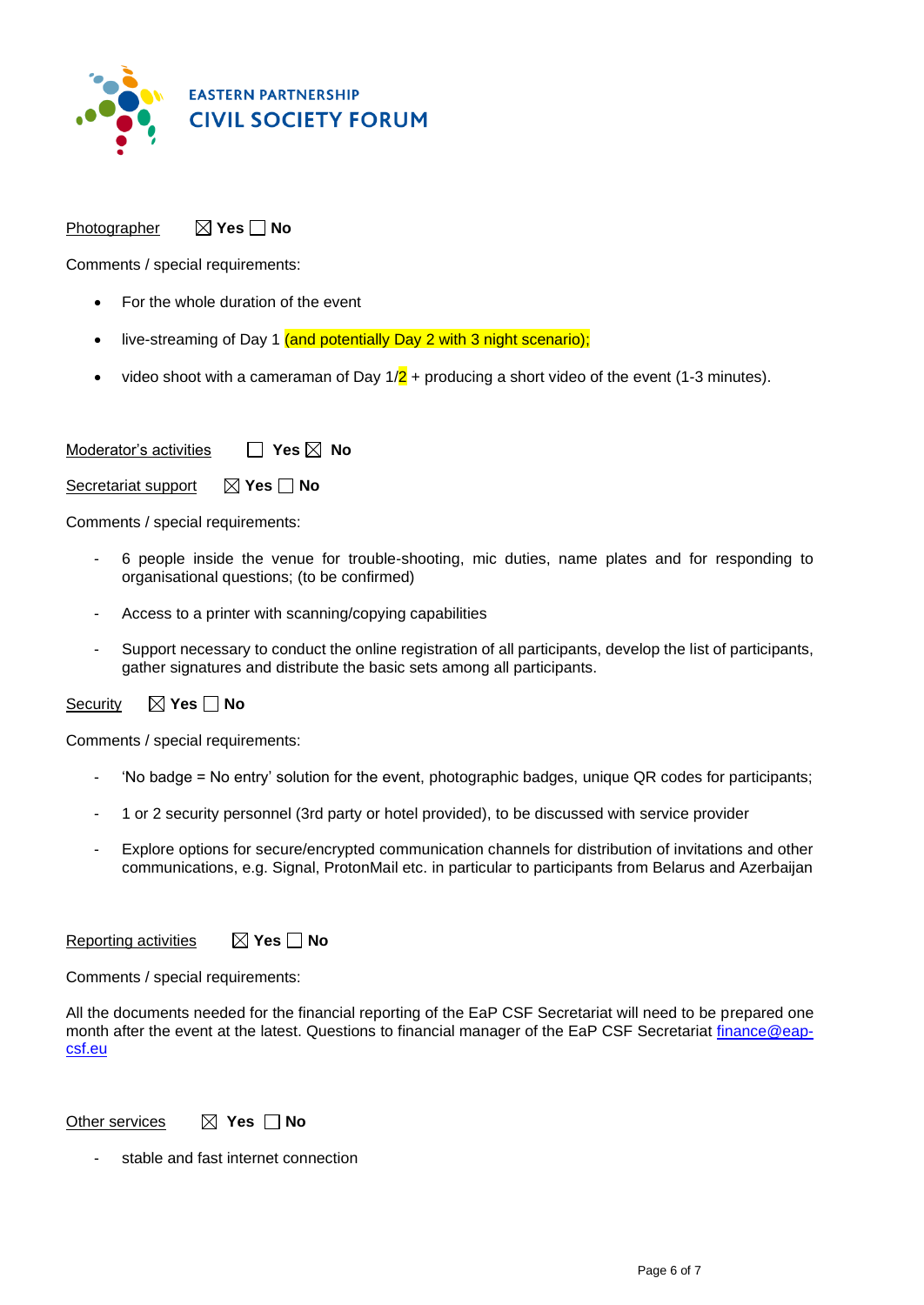Photographer ☒ **Yes** ☐ **No**

Comments / special requirements:

- For the whole duration of the event
- live-streaming of Day 1 (and potentially Day 2 with 3 night scenario);
- video shoot with a cameraman of Day 1/2 + producing a short video of the event (1-3 minutes).

Moderator's activities ☐ **Yes** ☒ **No**

Secretariat support ☒ **Yes** ☐ **No**

Comments / special requirements:

- 6 people inside the venue for trouble-shooting, mic duties, name plates and for responding to organisational questions; (to be confirmed)
- Access to a printer with scanning/copying capabilities
- Support necessary to conduct the online registration of all participants, develop the list of participants, gather signatures and distribute the basic sets among all participants.

Security ☒ **Yes** ☐ **No**

Comments / special requirements:

- 'No badge = No entry' solution for the event, photographic badges, unique QR codes for participants;
- 1 or 2 security personnel (3rd party or hotel provided), to be discussed with service provider
- Explore options for secure/encrypted communication channels for distribution of invitations and other communications, e.g. Signal, ProtonMail etc. in particular to participants from Belarus and Azerbaijan

Reporting activities ☒ **Yes** ☐ **No**

Comments / special requirements:

All the documents needed for the financial reporting of the EaP CSF Secretariat will need to be prepared one month after the event at the latest. Questions to financial manager of the EaP CSF Secretariat finance@eap-csf.eu

Other services ☒ **Yes** ☐ **No**

- stable and fast internet connection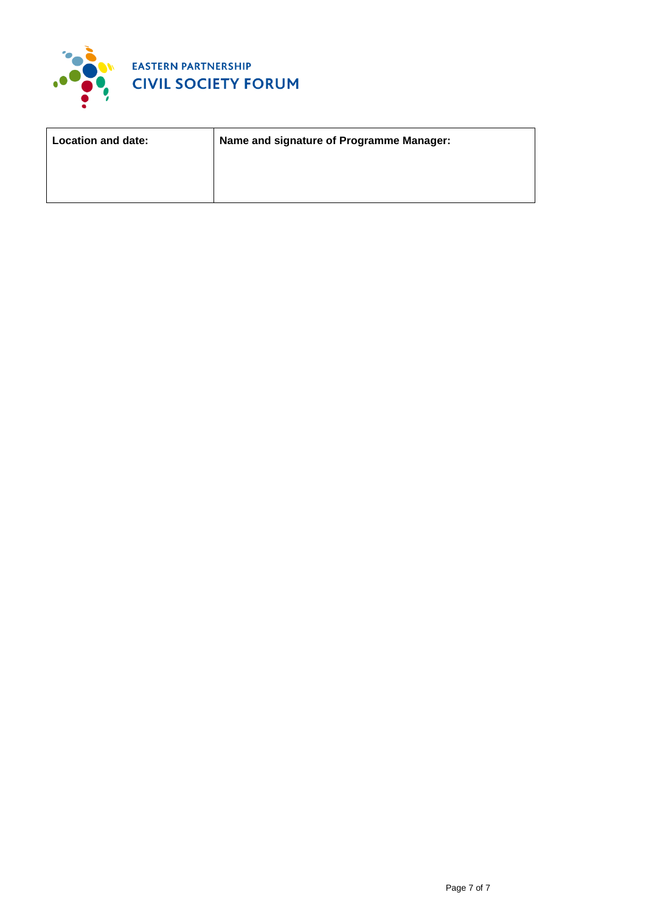| Location and date: | Name and signature of Programme Manager: |
| --- | --- |
| | |